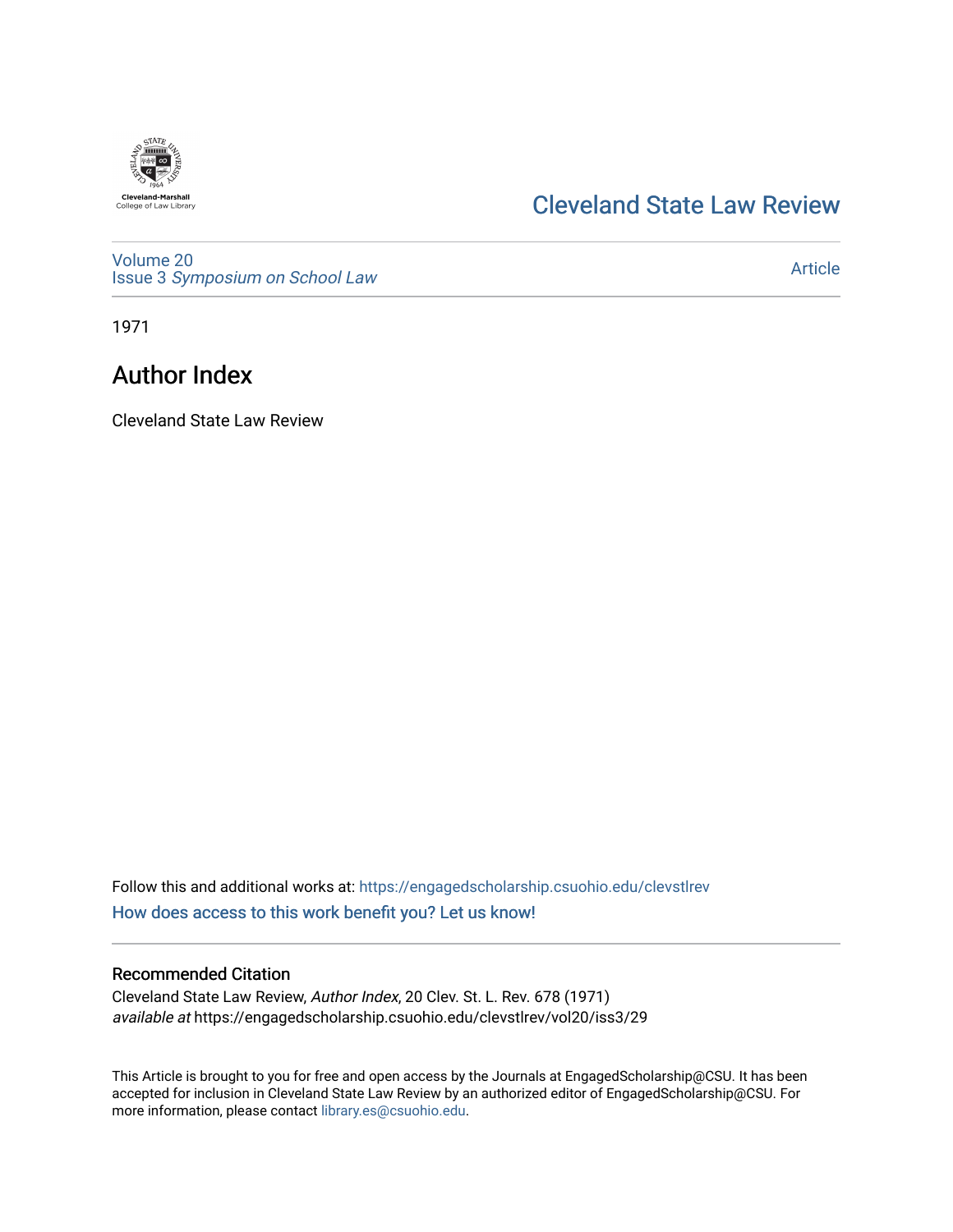Cleveland-Marshall College of Law Library

# Cleveland State Law Review

Volume 20
Issue 3 *Symposium on School Law*

Article

1971

## Author Index

Cleveland State Law Review

Follow this and additional works at: https://engagedscholarship.csuohio.edu/clevstlrev

How does access to this work benefit you? Let us know!

### Recommended Citation

Cleveland State Law Review, *Author Index*, 20 Clev. St. L. Rev. 678 (1971)
*available at* https://engagedscholarship.csuohio.edu/clevstlrev/vol20/iss3/29

This Article is brought to you for free and open access by the Journals at EngagedScholarship@CSU. It has been accepted for inclusion in Cleveland State Law Review by an authorized editor of EngagedScholarship@CSU. For more information, please contact library.es@csuohio.edu.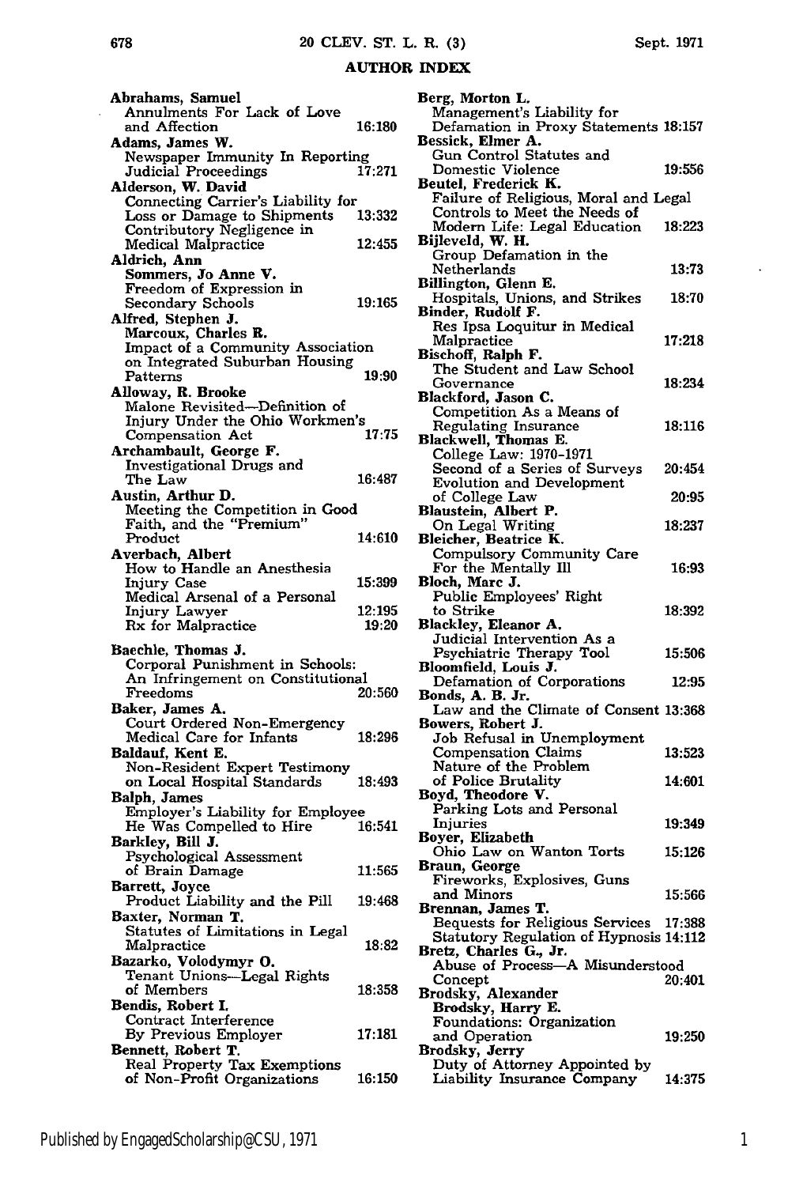## AUTHOR INDEX

**Abrahams, Samuel**
Annulments For Lack of Love and Affection 16:180

**Adams, James W.**
Newspaper Immunity In Reporting Judicial Proceedings 17:271

**Alderson, W. David**
Connecting Carrier's Liability for Loss or Damage to Shipments 13:332
Contributory Negligence in Medical Malpractice 12:455

**Aldrich, Ann**
**Sommers, Jo Anne V.**
Freedom of Expression in Secondary Schools 19:165

**Alfred, Stephen J.**
**Marcoux, Charles R.**
Impact of a Community Association on Integrated Suburban Housing Patterns 19:90

**Alloway, R. Brooke**
Malone Revisited—Definition of Injury Under the Ohio Workmen's Compensation Act 17:75

**Archambault, George F.**
Investigational Drugs and The Law 16:487

**Austin, Arthur D.**
Meeting the Competition in Good Faith, and the "Premium" Product 14:610

**Averbach, Albert**
How to Handle an Anesthesia Injury Case 15:399
Medical Arsenal of a Personal Injury Lawyer 12:195
Rx for Malpractice 19:20

**Baechle, Thomas J.**
Corporal Punishment in Schools: An Infringement on Constitutional Freedoms 20:560

**Baker, James A.**
Court Ordered Non-Emergency Medical Care for Infants 18:296

**Baldauf, Kent E.**
Non-Resident Expert Testimony on Local Hospital Standards 18:493

**Balph, James**
Employer's Liability for Employee He Was Compelled to Hire 16:541

**Barkley, Bill J.**
Psychological Assessment of Brain Damage 11:565

**Barrett, Joyce**
Product Liability and the Pill 19:468

**Baxter, Norman T.**
Statutes of Limitations in Legal Malpractice 18:82

**Bazarko, Volodymyr O.**
Tenant Unions—Legal Rights of Members 18:358

**Bendis, Robert I.**
Contract Interference By Previous Employer 17:181

**Bennett, Robert T.**
Real Property Tax Exemptions of Non-Profit Organizations 16:150

**Berg, Morton L.**
Management's Liability for Defamation in Proxy Statements 18:157

**Bessick, Elmer A.**
Gun Control Statutes and Domestic Violence 19:556

**Beutel, Frederick K.**
Failure of Religious, Moral and Legal Controls to Meet the Needs of Modern Life: Legal Education 18:223

**Bijleveld, W. H.**
Group Defamation in the Netherlands 13:73

**Billington, Glenn E.**
Hospitals, Unions, and Strikes 18:70

**Binder, Rudolf F.**
Res Ipsa Loquitur in Medical Malpractice 17:218

**Bischoff, Ralph F.**
The Student and Law School Governance 18:234

**Blackford, Jason C.**
Competition As a Means of Regulating Insurance 18:116

**Blackwell, Thomas E.**
College Law: 1970-1971 Second of a Series of Surveys 20:454
Evolution and Development of College Law 20:95

**Blaustein, Albert P.**
On Legal Writing 18:237

**Bleicher, Beatrice K.**
Compulsory Community Care For the Mentally Ill 16:93

**Bloch, Marc J.**
Public Employees' Right to Strike 18:392

**Blackley, Eleanor A.**
Judicial Intervention As a Psychiatric Therapy Tool 15:506

**Bloomfield, Louis J.**
Defamation of Corporations 12:95

**Bonds, A. B. Jr.**
Law and the Climate of Consent 13:368

**Bowers, Robert J.**
Job Refusal in Unemployment Compensation Claims 13:523
Nature of the Problem of Police Brutality 14:601

**Boyd, Theodore V.**
Parking Lots and Personal Injuries 19:349

**Boyer, Elizabeth**
Ohio Law on Wanton Torts 15:126

**Braun, George**
Fireworks, Explosives, Guns and Minors 15:566

**Brennan, James T.**
Bequests for Religious Services 17:388
Statutory Regulation of Hypnosis 14:112

**Bretz, Charles G., Jr.**
Abuse of Process—A Misunderstood Concept 20:401

**Brodsky, Alexander**
**Brodsky, Harry E.**
Foundations: Organization and Operation 19:250

**Brodsky, Jerry**
Duty of Attorney Appointed by Liability Insurance Company 14:375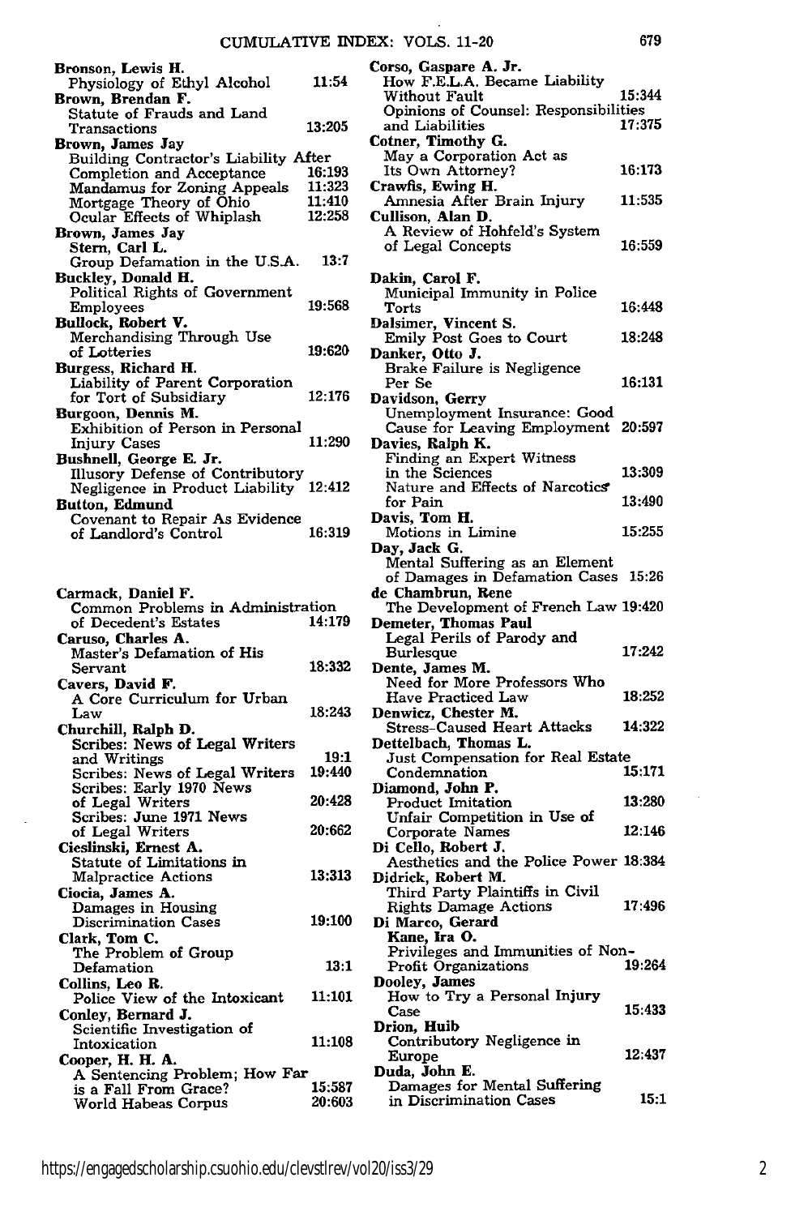**Bronson, Lewis H.**
Physiology of Ethyl Alcohol 11:54

**Brown, Brendan F.**
Statute of Frauds and Land Transactions 13:205

**Brown, James Jay**
Building Contractor's Liability After Completion and Acceptance 16:193
Mandamus for Zoning Appeals 11:323
Mortgage Theory of Ohio 11:410
Ocular Effects of Whiplash 12:258

**Brown, James Jay**
**Stern, Carl L.**
Group Defamation in the U.S.A. 13:7

**Buckley, Donald H.**
Political Rights of Government Employees 19:568

**Bullock, Robert V.**
Merchandising Through Use of Lotteries 19:620

**Burgess, Richard H.**
Liability of Parent Corporation for Tort of Subsidiary 12:176

**Burgoon, Dennis M.**
Exhibition of Person in Personal Injury Cases 11:290

**Bushnell, George E. Jr.**
Illusory Defense of Contributory Negligence in Product Liability 12:412

**Button, Edmund**
Covenant to Repair As Evidence of Landlord's Control 16:319

**Carmack, Daniel F.**
Common Problems in Administration of Decedent's Estates 14:179

**Caruso, Charles A.**
Master's Defamation of His Servant 18:332

**Cavers, David F.**
A Core Curriculum for Urban Law 18:243

**Churchill, Ralph D.**
Scribes: News of Legal Writers and Writings 19:1
Scribes: News of Legal Writers 19:440
Scribes: Early 1970 News of Legal Writers 20:428
Scribes: June 1971 News of Legal Writers 20:662

**Cieslinski, Ernest A.**
Statute of Limitations in Malpractice Actions 13:313

**Ciocia, James A.**
Damages in Housing Discrimination Cases 19:100

**Clark, Tom C.**
The Problem of Group Defamation 13:1

**Collins, Leo R.**
Police View of the Intoxicant 11:101

**Conley, Bernard J.**
Scientific Investigation of Intoxication 11:108

**Cooper, H. H. A.**
A Sentencing Problem; How Far is a Fall From Grace? 15:587
World Habeas Corpus 20:603

**Corso, Gaspare A. Jr.**
How F.E.L.A. Became Liability Without Fault 15:344
Opinions of Counsel: Responsibilities and Liabilities 17:375

**Cotner, Timothy G.**
May a Corporation Act as Its Own Attorney? 16:173

**Crawfis, Ewing H.**
Amnesia After Brain Injury 11:535

**Cullison, Alan D.**
A Review of Hohfeld's System of Legal Concepts 16:559

**Dakin, Carol F.**
Municipal Immunity in Police Torts 16:448

**Dalsimer, Vincent S.**
Emily Post Goes to Court 18:248

**Danker, Otto J.**
Brake Failure is Negligence Per Se 16:131

**Davidson, Gerry**
Unemployment Insurance: Good Cause for Leaving Employment 20:597

**Davies, Ralph K.**
Finding an Expert Witness in the Sciences 13:309
Nature and Effects of Narcotics for Pain 13:490

**Davis, Tom H.**
Motions in Limine 15:255

**Day, Jack G.**
Mental Suffering as an Element of Damages in Defamation Cases 15:26

**de Chambrun, Rene**
The Development of French Law 19:420

**Demeter, Thomas Paul**
Legal Perils of Parody and Burlesque 17:242

**Dente, James M.**
Need for More Professors Who Have Practiced Law 18:252

**Denwicz, Chester M.**
Stress-Caused Heart Attacks 14:322

**Dettelbach, Thomas L.**
Just Compensation for Real Estate Condemnation 15:171

**Diamond, John P.**
Product Imitation 13:280
Unfair Competition in Use of Corporate Names 12:146

**Di Cello, Robert J.**
Aesthetics and the Police Power 18:384

**Didrick, Robert M.**
Third Party Plaintiffs in Civil Rights Damage Actions 17:496

**Di Marco, Gerard**
**Kane, Ira O.**
Privileges and Immunities of Non-Profit Organizations 19:264

**Dooley, James**
How to Try a Personal Injury Case 15:433

**Drion, Huib**
Contributory Negligence in Europe 12:437

**Duda, John E.**
Damages for Mental Suffering in Discrimination Cases 15:1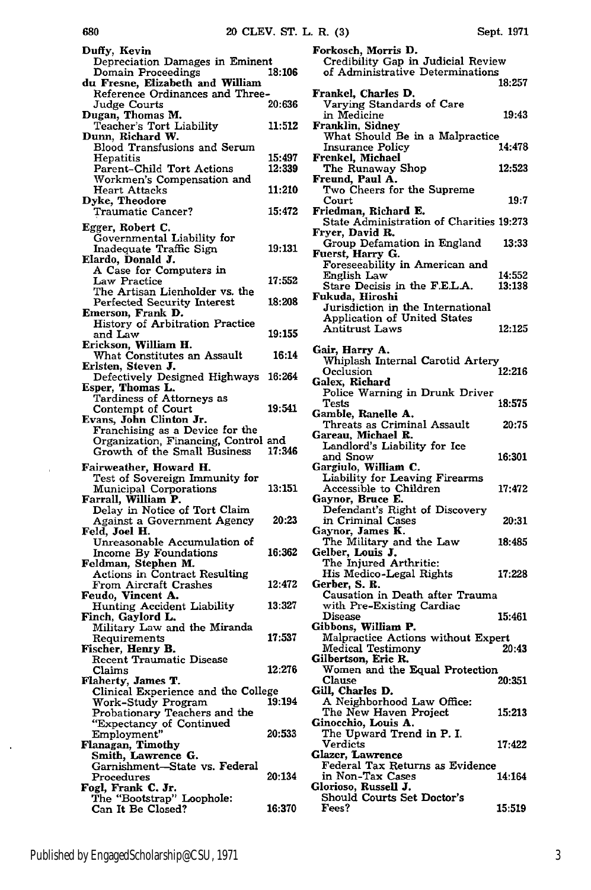**Duffy, Kevin**
Depreciation Damages in Eminent Domain Proceedings 18:106

**du Fresne, Elizabeth and William**
Reference Ordinances and Three-Judge Courts 20:636

**Dugan, Thomas M.**
Teacher's Tort Liability 11:512

**Dunn, Richard W.**
Blood Transfusions and Serum Hepatitis 15:497
Parent-Child Tort Actions 12:339
Workmen's Compensation and Heart Attacks 11:210

**Dyke, Theodore**
Traumatic Cancer? 15:472

**Egger, Robert C.**
Governmental Liability for Inadequate Traffic Sign 19:131

**Elardo, Donald J.**
A Case for Computers in Law Practice 17:552
The Artisan Lienholder vs. the Perfected Security Interest 18:208

**Emerson, Frank D.**
History of Arbitration Practice and Law 19:155

**Erickson, William H.**
What Constitutes an Assault 16:14

**Erlsten, Steven J.**
Defectively Designed Highways 16:264

**Esper, Thomas L.**
Tardiness of Attorneys as Contempt of Court 19:541

**Evans, John Clinton Jr.**
Franchising as a Device for the Organization, Financing, Control and Growth of the Small Business 17:346

**Fairweather, Howard H.**
Test of Sovereign Immunity for Municipal Corporations 13:151

**Farrall, William P.**
Delay in Notice of Tort Claim Against a Government Agency 20:23

**Feld, Joel H.**
Unreasonable Accumulation of Income By Foundations 16:362

**Feldman, Stephen M.**
Actions in Contract Resulting From Aircraft Crashes 12:472

**Feudo, Vincent A.**
Hunting Accident Liability 13:327

**Finch, Gaylord L.**
Military Law and the Miranda Requirements 17:537

**Fischer, Henry B.**
Recent Traumatic Disease Claims 12:276

**Flaherty, James T.**
Clinical Experience and the College Work-Study Program 19:194
Probationary Teachers and the "Expectancy of Continued Employment" 20:533

**Flanagan, Timothy**
**Smith, Lawrence G.**
Garnishment—State vs. Federal Procedures 20:134

**Fogl, Frank C. Jr.**
The "Bootstrap" Loophole: Can It Be Closed? 16:370

**Forkosch, Morris D.**
Credibility Gap in Judicial Review of Administrative Determinations 18:257

**Frankel, Charles D.**
Varying Standards of Care in Medicine 19:43

**Franklin, Sidney**
What Should Be in a Malpractice Insurance Policy 14:478

**Frenkel, Michael**
The Runaway Shop 12:523

**Freund, Paul A.**
Two Cheers for the Supreme Court 19:7

**Friedman, Richard E.**
State Administration of Charities 19:273

**Fryer, David R.**
Group Defamation in England 13:33

**Fuerst, Harry G.**
Foreseeability in American and English Law 14:552
Stare Decisis in the F.E.L.A. 13:138

**Fukuda, Hiroshi**
Jurisdiction in the International Application of United States Antitrust Laws 12:125

**Gair, Harry A.**
Whiplash Internal Carotid Artery Occlusion 12:216

**Galex, Richard**
Police Warning in Drunk Driver Tests 18:575

**Gamble, Ranelle A.**
Threats as Criminal Assault 20:75

**Gareau, Michael R.**
Landlord's Liability for Ice and Snow 16:301

**Gargiulo, William C.**
Liability for Leaving Firearms Accessible to Children 17:472

**Gaynor, Bruce E.**
Defendant's Right of Discovery in Criminal Cases 20:31

**Gaynor, James K.**
The Military and the Law 18:485

**Gelber, Louis J.**
The Injured Arthritic: His Medico-Legal Rights 17:228

**Gerber, S. R.**
Causation in Death after Trauma with Pre-Existing Cardiac Disease 15:461

**Gibbons, William P.**
Malpractice Actions without Expert Medical Testimony 20:43

**Gilbertson, Eric R.**
Women and the Equal Protection Clause 20:351

**Gill, Charles D.**
A Neighborhood Law Office: The New Haven Project 15:213

**Ginocchio, Louis A.**
The Upward Trend in P. I. Verdicts 17:422

**Glazer, Lawrence**
Federal Tax Returns as Evidence in Non-Tax Cases 14:164

**Glorioso, Russell J.**
Should Courts Set Doctor's Fees? 15:519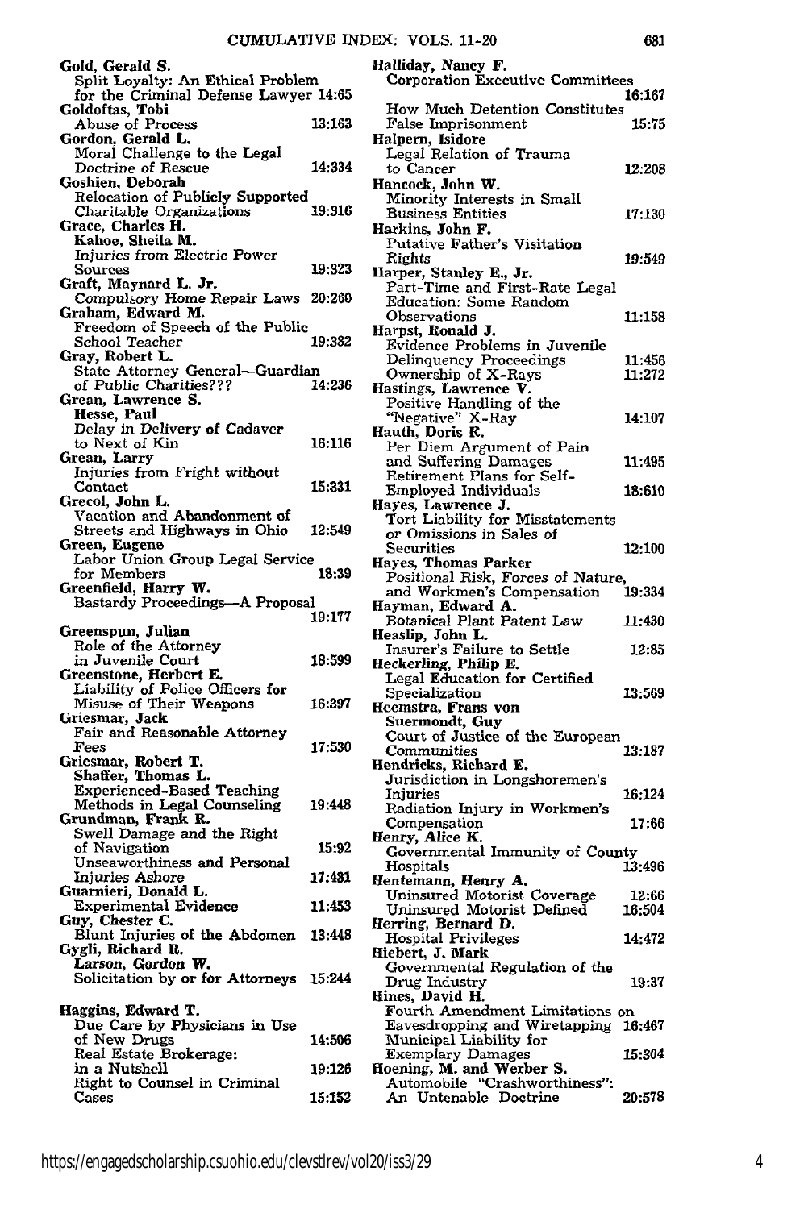**Gold, Gerald S.**
Split Loyalty: An Ethical Problem for the Criminal Defense Lawyer 14:65

**Goldoftas, Tobi**
Abuse of Process 13:163

**Gordon, Gerald L.**
Moral Challenge to the Legal Doctrine of Rescue 14:334

**Goshien, Deborah**
Relocation of Publicly Supported Charitable Organizations 19:316

**Grace, Charles H.**
**Kahoe, Sheila M.**
Injuries from Electric Power Sources 19:323

**Graft, Maynard L. Jr.**
Compulsory Home Repair Laws 20:260

**Graham, Edward M.**
Freedom of Speech of the Public School Teacher 19:382

**Gray, Robert L.**
State Attorney General—Guardian of Public Charities??? 14:236

**Grean, Lawrence S.**
**Hesse, Paul**
Delay in Delivery of Cadaver to Next of Kin 16:116

**Grean, Larry**
Injuries from Fright without Contact 15:331

**Grecol, John L.**
Vacation and Abandonment of Streets and Highways in Ohio 12:549

**Green, Eugene**
Labor Union Group Legal Service for Members 18:39

**Greenfield, Harry W.**
Bastardy Proceedings—A Proposal 19:177

**Greenspun, Julian**
Role of the Attorney in Juvenile Court 18:599

**Greenstone, Herbert E.**
Liability of Police Officers for Misuse of Their Weapons 16:397

**Griesmar, Jack**
Fair and Reasonable Attorney Fees 17:530

**Griesmar, Robert T.**
**Shaffer, Thomas L.**
Experienced-Based Teaching Methods in Legal Counseling 19:448

**Grundman, Frank R.**
Swell Damage and the Right of Navigation 15:92
Unseaworthiness and Personal Injuries Ashore 17:481

**Guarnieri, Donald L.**
Experimental Evidence 11:453

**Guy, Chester C.**
Blunt Injuries of the Abdomen 13:448

**Gygli, Richard R.**
**Larson, Gordon W.**
Solicitation by or for Attorneys 15:244

**Haggins, Edward T.**
Due Care by Physicians in Use of New Drugs 14:506
Real Estate Brokerage: in a Nutshell 19:126
Right to Counsel in Criminal Cases 15:152

**Halliday, Nancy F.**
Corporation Executive Committees 16:167
How Much Detention Constitutes False Imprisonment 15:75

**Halpern, Isidore**
Legal Relation of Trauma to Cancer 12:208

**Hancock, John W.**
Minority Interests in Small Business Entities 17:130

**Harkins, John F.**
Putative Father's Visitation Rights 19:549

**Harper, Stanley E., Jr.**
Part-Time and First-Rate Legal Education: Some Random Observations 11:158

**Harpst, Ronald J.**
Evidence Problems in Juvenile Delinquency Proceedings 11:456
Ownership of X-Rays 11:272

**Hastings, Lawrence V.**
Positive Handling of the "Negative" X-Ray 14:107

**Hauth, Doris R.**
Per Diem Argument of Pain and Suffering Damages 11:495
Retirement Plans for Self-Employed Individuals 18:610

**Hayes, Lawrence J.**
Tort Liability for Misstatements or Omissions in Sales of Securities 12:100

**Hayes, Thomas Parker**
Positional Risk, Forces of Nature, and Workmen's Compensation 19:334

**Hayman, Edward A.**
Botanical Plant Patent Law 11:430

**Heaslip, John L.**
Insurer's Failure to Settle 12:85

**Heckerling, Philip E.**
Legal Education for Certified Specialization 13:569

**Heemstra, Frans von**
**Suermondt, Guy**
Court of Justice of the European Communities 13:187

**Hendricks, Richard E.**
Jurisdiction in Longshoremen's Injuries 16:124
Radiation Injury in Workmen's Compensation 17:66

**Henry, Alice K.**
Governmental Immunity of County Hospitals 13:496

**Hentemann, Henry A.**
Uninsured Motorist Coverage 12:66
Uninsured Motorist Defined 16:504

**Herring, Bernard D.**
Hospital Privileges 14:472

**Hiebert, J. Mark**
Governmental Regulation of the Drug Industry 19:37

**Hines, David H.**
Fourth Amendment Limitations on Eavesdropping and Wiretapping 16:467
Municipal Liability for Exemplary Damages 15:304

**Hoening, M. and Werber S.**
Automobile "Crashworthiness": An Untenable Doctrine 20:578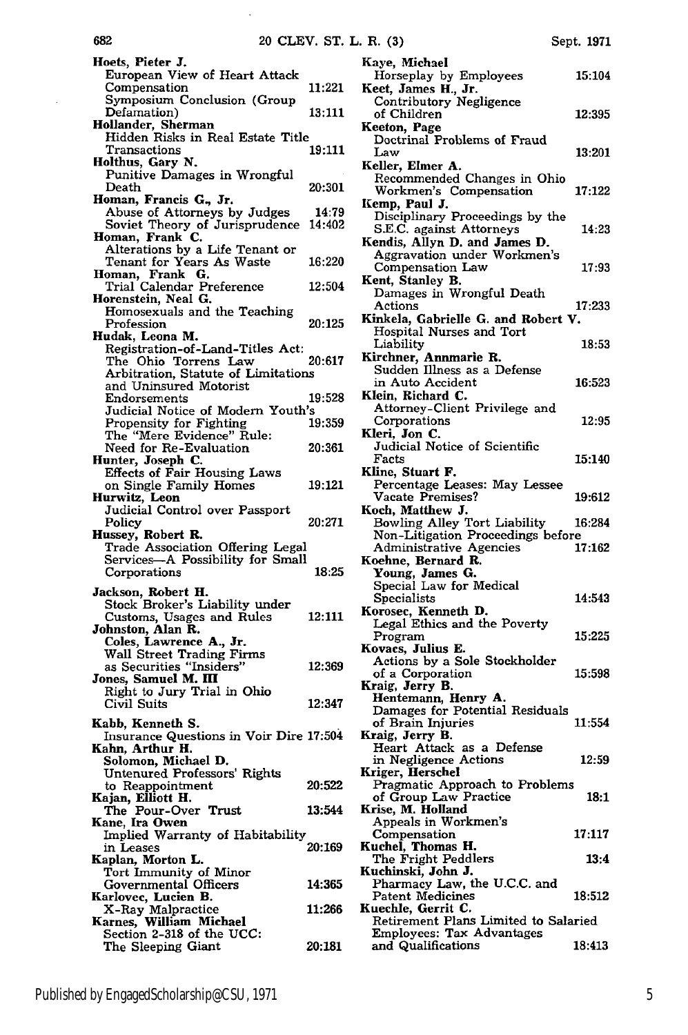**Hoets, Pieter J.**
European View of Heart Attack Compensation 11:221
Symposium Conclusion (Group Defamation) 13:111

**Hollander, Sherman**
Hidden Risks in Real Estate Title Transactions 19:111

**Holthus, Gary N.**
Punitive Damages in Wrongful Death 20:301

**Homan, Francis G., Jr.**
Abuse of Attorneys by Judges 14:79
Soviet Theory of Jurisprudence 14:402

**Homan, Frank C.**
Alterations by a Life Tenant or Tenant for Years As Waste 16:220

**Homan, Frank G.**
Trial Calendar Preference 12:504

**Horenstein, Neal G.**
Homosexuals and the Teaching Profession 20:125

**Hudak, Leona M.**
Registration-of-Land-Titles Act: The Ohio Torrens Law 20:617
Arbitration, Statute of Limitations and Uninsured Motorist Endorsements 19:528
Judicial Notice of Modern Youth's Propensity for Fighting 19:359
The "Mere Evidence" Rule: Need for Re-Evaluation 20:361

**Hunter, Joseph C.**
Effects of Fair Housing Laws on Single Family Homes 19:121

**Hurwitz, Leon**
Judicial Control over Passport Policy 20:271

**Hussey, Robert R.**
Trade Association Offering Legal Services—A Possibility for Small Corporations 18:25

**Jackson, Robert H.**
Stock Broker's Liability under Customs, Usages and Rules 12:111

**Johnston, Alan R.**
**Coles, Lawrence A., Jr.**
Wall Street Trading Firms as Securities "Insiders" 12:369

**Jones, Samuel M. III**
Right to Jury Trial in Ohio Civil Suits 12:347

**Kabb, Kenneth S.**
Insurance Questions in Voir Dire 17:504

**Kahn, Arthur H.**
**Solomon, Michael D.**
Untenured Professors' Rights to Reappointment 20:522

**Kajan, Elliott H.**
The Pour-Over Trust 13:544

**Kane, Ira Owen**
Implied Warranty of Habitability in Leases 20:169

**Kaplan, Morton L.**
Tort Immunity of Minor Governmental Officers 14:365

**Karlovec, Lucien B.**
X-Ray Malpractice 11:266

**Karnes, William Michael**
Section 2-318 of the UCC: The Sleeping Giant 20:181

**Kaye, Michael**
Horseplay by Employees 15:104

**Keet, James H., Jr.**
Contributory Negligence of Children 12:395

**Keeton, Page**
Doctrinal Problems of Fraud Law 13:201

**Keller, Elmer A.**
Recommended Changes in Ohio Workmen's Compensation 17:122

**Kemp, Paul J.**
Disciplinary Proceedings by the S.E.C. against Attorneys 14:23

**Kendis, Allyn D. and James D.**
Aggravation under Workmen's Compensation Law 17:93

**Kent, Stanley B.**
Damages in Wrongful Death Actions 17:233

**Kinkela, Gabrielle G. and Robert V.**
Hospital Nurses and Tort Liability 18:53

**Kirchner, Annmarie R.**
Sudden Illness as a Defense in Auto Accident 16:523

**Klein, Richard C.**
Attorney-Client Privilege and Corporations 12:95

**Kleri, Jon C.**
Judicial Notice of Scientific Facts 15:140

**Kline, Stuart F.**
Percentage Leases: May Lessee Vacate Premises? 19:612

**Koch, Matthew J.**
Bowling Alley Tort Liability 16:284
Non-Litigation Proceedings before Administrative Agencies 17:162

**Koehne, Bernard R.**
**Young, James G.**
Special Law for Medical Specialists 14:543

**Korosec, Kenneth D.**
Legal Ethics and the Poverty Program 15:225

**Kovacs, Julius E.**
Actions by a Sole Stockholder of a Corporation 15:598

**Kraig, Jerry B.**
**Hentemann, Henry A.**
Damages for Potential Residuals of Brain Injuries 11:554

**Kraig, Jerry B.**
Heart Attack as a Defense in Negligence Actions 12:59

**Kriger, Herschel**
Pragmatic Approach to Problems of Group Law Practice 18:1

**Krise, M. Holland**
Appeals in Workmen's Compensation 17:117

**Kuchel, Thomas H.**
The Fright Peddlers 13:4

**Kuchinski, John J.**
Pharmacy Law, the U.C.C. and Patent Medicines 18:512

**Kuechle, Gerrit C.**
Retirement Plans Limited to Salaried Employees: Tax Advantages and Qualifications 18:413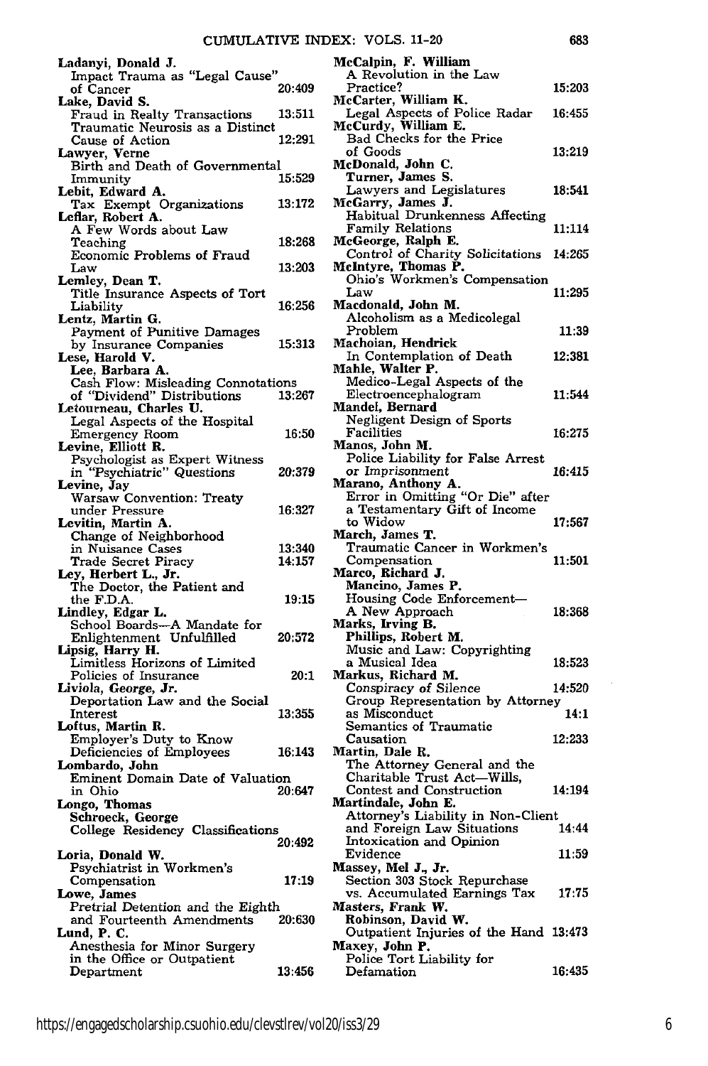**Ladanyi, Donald J.**
Impact Trauma as "Legal Cause" of Cancer 20:409

**Lake, David S.**
Fraud in Realty Transactions 13:511
Traumatic Neurosis as a Distinct Cause of Action 12:291

**Lawyer, Verne**
Birth and Death of Governmental Immunity 15:529

**Lebit, Edward A.**
Tax Exempt Organizations 13:172

**Leflar, Robert A.**
A Few Words about Law Teaching 18:268
Economic Problems of Fraud Law 13:203

**Lemley, Dean T.**
Title Insurance Aspects of Tort Liability 16:256

**Lentz, Martin G.**
Payment of Punitive Damages by Insurance Companies 15:313

**Lese, Harold V.**
**Lee, Barbara A.**
Cash Flow: Misleading Connotations of "Dividend" Distributions 13:267

**Letourneau, Charles U.**
Legal Aspects of the Hospital Emergency Room 16:50

**Levine, Elliott R.**
Psychologist as Expert Witness in "Psychiatric" Questions 20:379

**Levine, Jay**
Warsaw Convention: Treaty under Pressure 16:327

**Levitin, Martin A.**
Change of Neighborhood in Nuisance Cases 13:340
Trade Secret Piracy 14:157

**Ley, Herbert L., Jr.**
The Doctor, the Patient and the F.D.A. 19:15

**Lindley, Edgar L.**
School Boards—A Mandate for Enlightenment Unfulfilled 20:572

**Lipsig, Harry H.**
Limitless Horizons of Limited Policies of Insurance 20:1

**Liviola, George, Jr.**
Deportation Law and the Social Interest 13:355

**Loftus, Martin R.**
Employer's Duty to Know Deficiencies of Employees 16:143

**Lombardo, John**
Eminent Domain Date of Valuation in Ohio 20:647

**Longo, Thomas**
**Schroeck, George**
College Residency Classifications 20:492

**Loria, Donald W.**
Psychiatrist in Workmen's Compensation 17:19

**Lowe, James**
Pretrial Detention and the Eighth and Fourteenth Amendments 20:630

**Lund, P. C.**
Anesthesia for Minor Surgery in the Office or Outpatient Department 13:456

**McCalpin, F. William**
A Revolution in the Law Practice? 15:203

**McCarter, William K.**
Legal Aspects of Police Radar 16:455

**McCurdy, William E.**
Bad Checks for the Price of Goods 13:219

**McDonald, John C.**
**Turner, James S.**
Lawyers and Legislatures 18:541

**McGarry, James J.**
Habitual Drunkenness Affecting Family Relations 11:114

**McGeorge, Ralph E.**
Control of Charity Solicitations 14:265

**McIntyre, Thomas P.**
Ohio's Workmen's Compensation Law 11:295

**Macdonald, John M.**
Alcoholism as a Medicolegal Problem 11:39

**Machoian, Hendrick**
In Contemplation of Death 12:381

**Mahle, Walter P.**
Medico-Legal Aspects of the Electroencephalogram 11:544

**Mandel, Bernard**
Negligent Design of Sports Facilities 16:275

**Manos, John M.**
Police Liability for False Arrest or Imprisonment 16:415

**Marano, Anthony A.**
Error in Omitting "Or Die" after a Testamentary Gift of Income to Widow 17:567

**March, James T.**
Traumatic Cancer in Workmen's Compensation 11:501

**Marco, Richard J.**
**Mancino, James P.**
Housing Code Enforcement—A New Approach 18:368

**Marks, Irving B.**
**Phillips, Robert M.**
Music and Law: Copyrighting a Musical Idea 18:523

**Markus, Richard M.**
Conspiracy of Silence 14:520
Group Representation by Attorney as Misconduct 14:1
Semantics of Traumatic Causation 12:233

**Martin, Dale R.**
The Attorney General and the Charitable Trust Act—Wills, Contest and Construction 14:194

**Martindale, John E.**
Attorney's Liability in Non-Client and Foreign Law Situations 14:44
Intoxication and Opinion Evidence 11:59

**Massey, Mel J., Jr.**
Section 303 Stock Repurchase vs. Accumulated Earnings Tax 17:75

**Masters, Frank W.**
**Robinson, David W.**
Outpatient Injuries of the Hand 13:473

**Maxey, John P.**
Police Tort Liability for Defamation 16:435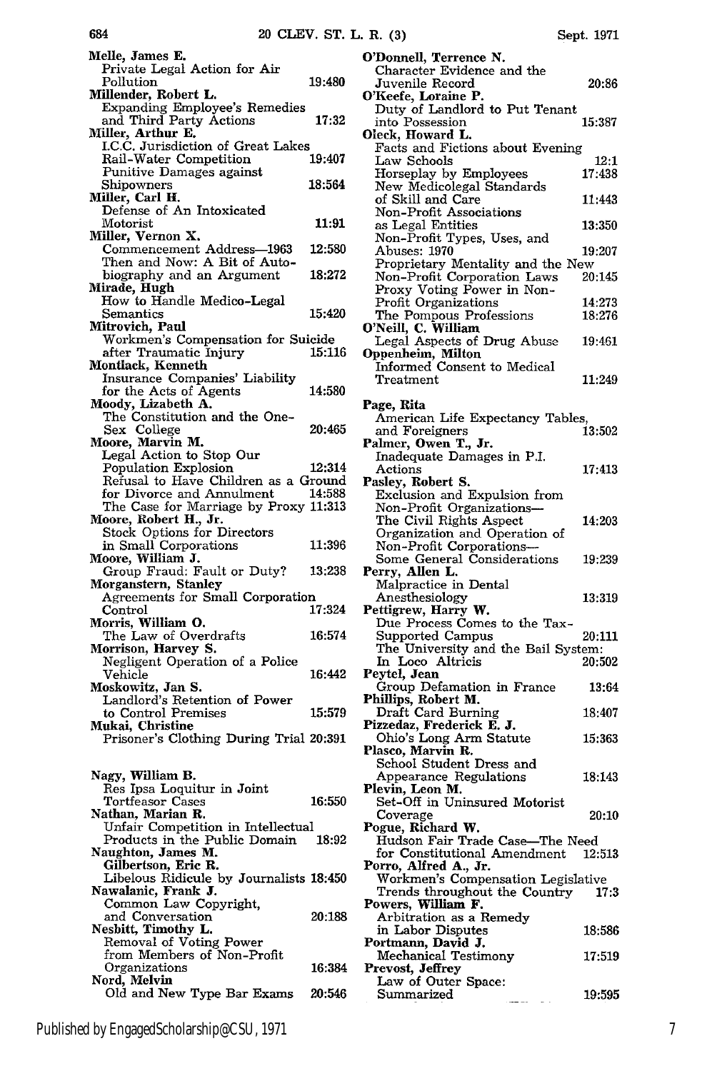**Melle, James E.**
Private Legal Action for Air Pollution 19:480

**Millender, Robert L.**
Expanding Employee's Remedies and Third Party Actions 17:32

**Miller, Arthur E.**
I.C.C. Jurisdiction of Great Lakes Rail-Water Competition 19:407
Punitive Damages against Shipowners 18:564

**Miller, Carl H.**
Defense of An Intoxicated Motorist 11:91

**Miller, Vernon X.**
Commencement Address—1963 12:580
Then and Now: A Bit of Autobiography and an Argument 18:272

**Mirade, Hugh**
How to Handle Medico-Legal Semantics 15:420

**Mitrovich, Paul**
Workmen's Compensation for Suicide after Traumatic Injury 15:116

**Montlack, Kenneth**
Insurance Companies' Liability for the Acts of Agents 14:580

**Moody, Lizabeth A.**
The Constitution and the One-Sex College 20:465

**Moore, Marvin M.**
Legal Action to Stop Our Population Explosion 12:314
Refusal to Have Children as a Ground for Divorce and Annulment 14:588
The Case for Marriage by Proxy 11:313

**Moore, Robert H., Jr.**
Stock Options for Directors in Small Corporations 11:396

**Moore, William J.**
Group Fraud: Fault or Duty? 13:238

**Morganstern, Stanley**
Agreements for Small Corporation Control 17:324

**Morris, William O.**
The Law of Overdrafts 16:574

**Morrison, Harvey S.**
Negligent Operation of a Police Vehicle 16:442

**Moskowitz, Jan S.**
Landlord's Retention of Power to Control Premises 15:579

**Mukai, Christine**
Prisoner's Clothing During Trial 20:391

**Nagy, William B.**
Res Ipsa Loquitur in Joint Tortfeasor Cases 16:550

**Nathan, Marian R.**
Unfair Competition in Intellectual Products in the Public Domain 18:92

**Naughton, James M.**
**Gilbertson, Eric R.**
Libelous Ridicule by Journalists 18:450

**Nawalanic, Frank J.**
Common Law Copyright, and Conversation 20:188

**Nesbitt, Timothy L.**
Removal of Voting Power from Members of Non-Profit Organizations 16:384

**Nord, Melvin**
Old and New Type Bar Exams 20:546

**O'Donnell, Terrence N.**
Character Evidence and the Juvenile Record 20:86

**O'Keefe, Loraine P.**
Duty of Landlord to Put Tenant into Possession 15:387

**Oleck, Howard L.**
Facts and Fictions about Evening Law Schools 12:1
Horseplay by Employees 17:438
New Medicolegal Standards of Skill and Care 11:443
Non-Profit Associations as Legal Entities 13:350
Non-Profit Types, Uses, and Abuses: 1970 19:207
Proprietary Mentality and the New Non-Profit Corporation Laws 20:145
Proxy Voting Power in Non-Profit Organizations 14:273
The Pompous Professions 18:276

**O'Neill, C. William**
Legal Aspects of Drug Abuse 19:461

**Oppenheim, Milton**
Informed Consent to Medical Treatment 11:249

**Page, Rita**
American Life Expectancy Tables, and Foreigners 13:502

**Palmer, Owen T., Jr.**
Inadequate Damages in P.I. Actions 17:413

**Pasley, Robert S.**
Exclusion and Expulsion from Non-Profit Organizations—The Civil Rights Aspect 14:203
Organization and Operation of Non-Profit Corporations—Some General Considerations 19:239

**Perry, Allen L.**
Malpractice in Dental Anesthesiology 13:319

**Pettigrew, Harry W.**
Due Process Comes to the Tax-Supported Campus 20:111
The University and the Bail System: In Loco Altricis 20:502

**Peytel, Jean**
Group Defamation in France 13:64

**Phillips, Robert M.**
Draft Card Burning 18:407

**Pizzedaz, Frederick E. J.**
Ohio's Long Arm Statute 15:363

**Plasco, Marvin R.**
School Student Dress and Appearance Regulations 18:143

**Plevin, Leon M.**
Set-Off in Uninsured Motorist Coverage 20:10

**Pogue, Richard W.**
Hudson Fair Trade Case—The Need for Constitutional Amendment 12:513

**Porro, Alfred A., Jr.**
Workmen's Compensation Legislative Trends throughout the Country 17:3

**Powers, William F.**
Arbitration as a Remedy in Labor Disputes 18:586

**Portmann, David J.**
Mechanical Testimony 17:519

**Prevost, Jeffrey**
Law of Outer Space: Summarized 19:595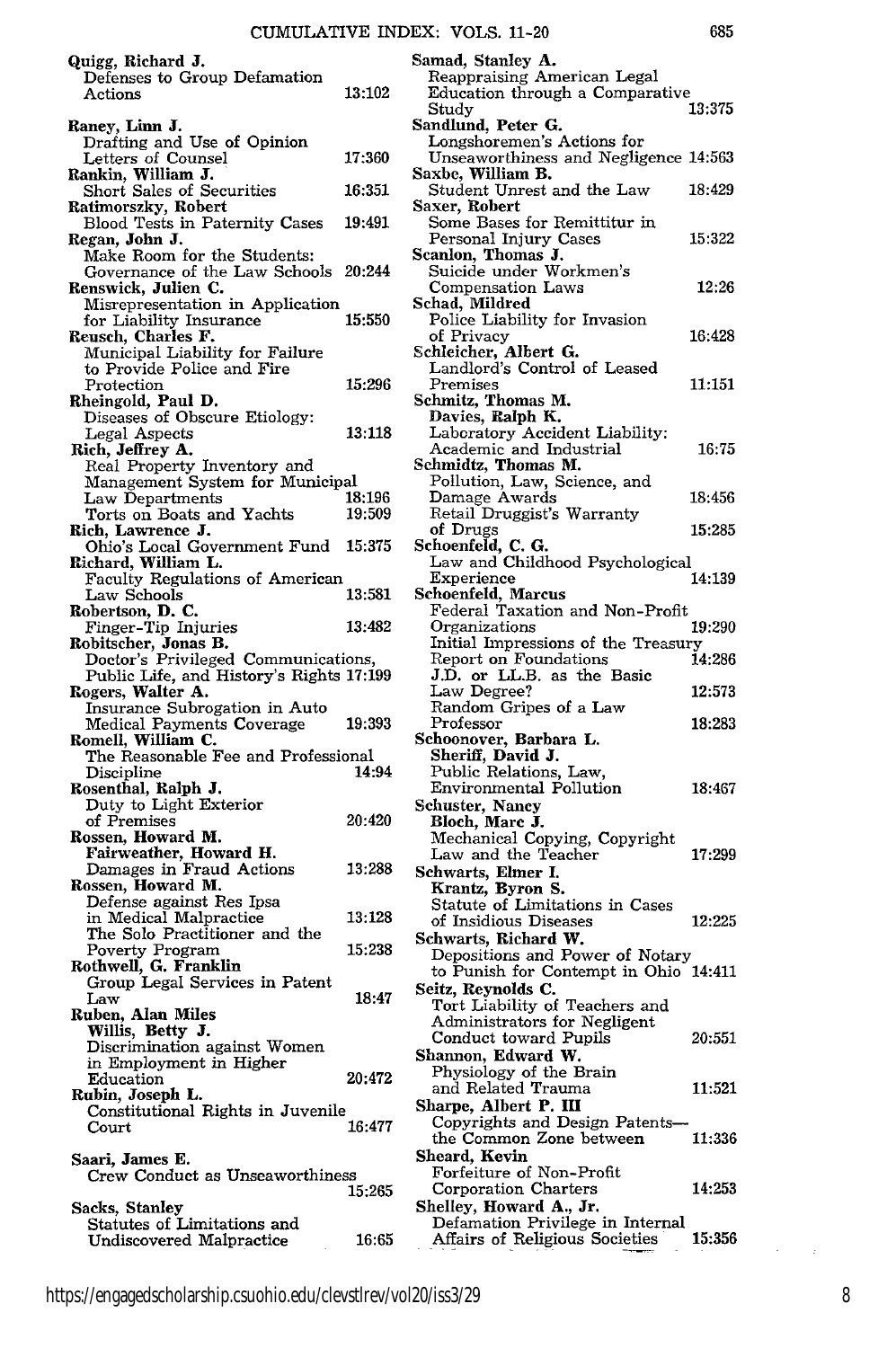**Quigg, Richard J.**
Defenses to Group Defamation Actions 13:102

**Raney, Linn J.**
Drafting and Use of Opinion Letters of Counsel 17:360

**Rankin, William J.**
Short Sales of Securities 16:351

**Ratimorszky, Robert**
Blood Tests in Paternity Cases 19:491

**Regan, John J.**
Make Room for the Students: Governance of the Law Schools 20:244

**Renswick, Julien C.**
Misrepresentation in Application for Liability Insurance 15:550

**Reusch, Charles F.**
Municipal Liability for Failure to Provide Police and Fire Protection 15:296

**Rheingold, Paul D.**
Diseases of Obscure Etiology: Legal Aspects 13:118

**Rich, Jeffrey A.**
Real Property Inventory and Management System for Municipal Law Departments 18:196
Torts on Boats and Yachts 19:509

**Rich, Lawrence J.**
Ohio's Local Government Fund 15:375

**Richard, William L.**
Faculty Regulations of American Law Schools 13:581

**Robertson, D. C.**
Finger-Tip Injuries 13:482

**Robitscher, Jonas B.**
Doctor's Privileged Communications, Public Life, and History's Rights 17:199

**Rogers, Walter A.**
Insurance Subrogation in Auto Medical Payments Coverage 19:393

**Romell, William C.**
The Reasonable Fee and Professional Discipline 14:94

**Rosenthal, Ralph J.**
Duty to Light Exterior of Premises 20:420

**Rossen, Howard M.**
**Fairweather, Howard H.**
Damages in Fraud Actions 13:288

**Rossen, Howard M.**
Defense against Res Ipsa in Medical Malpractice 13:128
The Solo Practitioner and the Poverty Program 15:238

**Rothwell, G. Franklin**
Group Legal Services in Patent Law 18:47

**Ruben, Alan Miles**
**Willis, Betty J.**
Discrimination against Women in Employment in Higher Education 20:472

**Rubin, Joseph L.**
Constitutional Rights in Juvenile Court 16:477

**Saari, James E.**
Crew Conduct as Unseaworthiness 15:265

**Sacks, Stanley**
Statutes of Limitations and Undiscovered Malpractice 16:65

**Samad, Stanley A.**
Reappraising American Legal Education through a Comparative Study 13:375

**Sandlund, Peter G.**
Longshoremen's Actions for Unseaworthiness and Negligence 14:563

**Saxbe, William B.**
Student Unrest and the Law 18:429

**Saxer, Robert**
Some Bases for Remittitur in Personal Injury Cases 15:322

**Scanlon, Thomas J.**
Suicide under Workmen's Compensation Laws 12:26

**Schad, Mildred**
Police Liability for Invasion of Privacy 16:428

**Schleicher, Albert G.**
Landlord's Control of Leased Premises 11:151

**Schmitz, Thomas M.**
**Davies, Ralph K.**
Laboratory Accident Liability: Academic and Industrial 16:75

**Schmidtz, Thomas M.**
Pollution, Law, Science, and Damage Awards 18:456
Retail Druggist's Warranty of Drugs 15:285

**Schoenfeld, C. G.**
Law and Childhood Psychological Experience 14:139

**Schoenfeld, Marcus**
Federal Taxation and Non-Profit Organizations 19:290
Initial Impressions of the Treasury Report on Foundations 14:286
J.D. or LL.B. as the Basic Law Degree? 12:573
Random Gripes of a Law Professor 18:283

**Schoonover, Barbara L.**
**Sheriff, David J.**
Public Relations, Law, Environmental Pollution 18:467

**Schuster, Nancy**
**Bloch, Marc J.**
Mechanical Copying, Copyright Law and the Teacher 17:299

**Schwarts, Elmer I.**
**Krantz, Byron S.**
Statute of Limitations in Cases of Insidious Diseases 12:225

**Schwarts, Richard W.**
Depositions and Power of Notary to Punish for Contempt in Ohio 14:411

**Seitz, Reynolds C.**
Tort Liability of Teachers and Administrators for Negligent Conduct toward Pupils 20:551

**Shannon, Edward W.**
Physiology of the Brain and Related Trauma 11:521

**Sharpe, Albert P. III**
Copyrights and Design Patents—the Common Zone between 11:336

**Sheard, Kevin**
Forfeiture of Non-Profit Corporation Charters 14:253

**Shelley, Howard A., Jr.**
Defamation Privilege in Internal Affairs of Religious Societies 15:356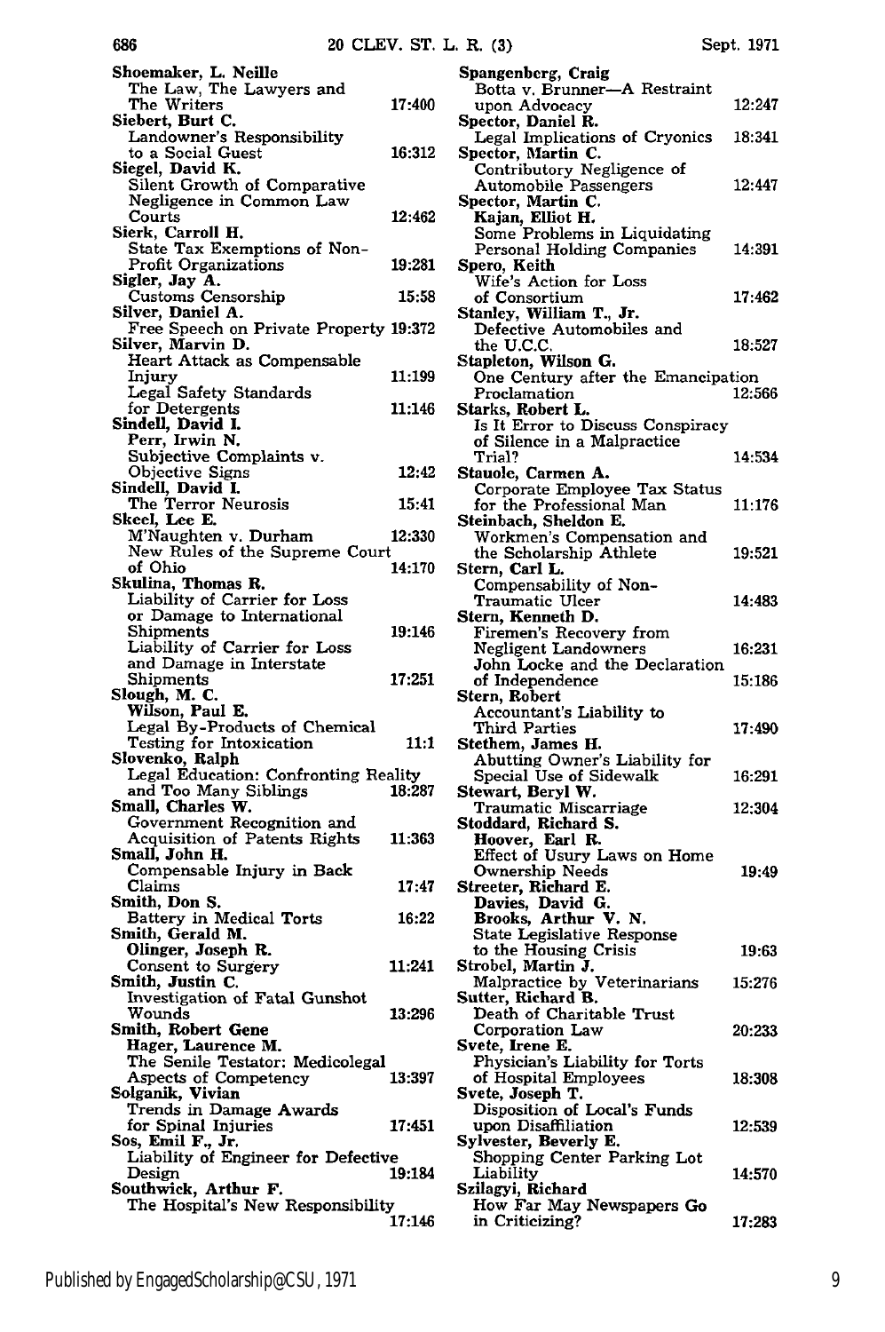**Shoemaker, L. Neille**
The Law, The Lawyers and The Writers 17:400

**Siebert, Burt C.**
Landowner's Responsibility to a Social Guest 16:312

**Siegel, David K.**
Silent Growth of Comparative Negligence in Common Law Courts 12:462

**Sierk, Carroll H.**
State Tax Exemptions of Non-Profit Organizations 19:281

**Sigler, Jay A.**
Customs Censorship 15:58

**Silver, Daniel A.**
Free Speech on Private Property 19:372

**Silver, Marvin D.**
Heart Attack as Compensable Injury 11:199
Legal Safety Standards for Detergents 11:146

**Sindell, David I.**
**Perr, Irwin N.**
Subjective Complaints v. Objective Signs 12:42

**Sindell, David I.**
The Terror Neurosis 15:41

**Skeel, Lee E.**
M'Naughten v. Durham 12:330
New Rules of the Supreme Court of Ohio 14:170

**Skulina, Thomas R.**
Liability of Carrier for Loss or Damage to International Shipments 19:146
Liability of Carrier for Loss and Damage in Interstate Shipments 17:251

**Slough, M. C.**
**Wilson, Paul E.**
Legal By-Products of Chemical Testing for Intoxication 11:1

**Slovenko, Ralph**
Legal Education: Confronting Reality and Too Many Siblings 18:287

**Small, Charles W.**
Government Recognition and Acquisition of Patents Rights 11:363

**Small, John H.**
Compensable Injury in Back Claims 17:47

**Smith, Don S.**
Battery in Medical Torts 16:22

**Smith, Gerald M.**
**Olinger, Joseph R.**
Consent to Surgery 11:241

**Smith, Justin C.**
Investigation of Fatal Gunshot Wounds 13:296

**Smith, Robert Gene**
**Hager, Laurence M.**
The Senile Testator: Medicolegal Aspects of Competency 13:397

**Solganik, Vivian**
Trends in Damage Awards for Spinal Injuries 17:451

**Sos, Emil F., Jr.**
Liability of Engineer for Defective Design 19:184

**Southwick, Arthur F.**
The Hospital's New Responsibility 17:146

**Spangenberg, Craig**
Botta v. Brunner—A Restraint upon Advocacy 12:247

**Spector, Daniel R.**
Legal Implications of Cryonics 18:341

**Spector, Martin C.**
Contributory Negligence of Automobile Passengers 12:447

**Spector, Martin C.**
**Kajan, Elliot H.**
Some Problems in Liquidating Personal Holding Companies 14:391

**Spero, Keith**
Wife's Action for Loss of Consortium 17:462

**Stanley, William T., Jr.**
Defective Automobiles and the U.C.C. 18:527

**Stapleton, Wilson G.**
One Century after the Emancipation Proclamation 12:566

**Starks, Robert L.**
Is It Error to Discuss Conspiracy of Silence in a Malpractice Trial? 14:534

**Stauolc, Carmen A.**
Corporate Employee Tax Status for the Professional Man 11:176

**Steinbach, Sheldon E.**
Workmen's Compensation and the Scholarship Athlete 19:521

**Stern, Carl L.**
Compensability of Non-Traumatic Ulcer 14:483

**Stern, Kenneth D.**
Firemen's Recovery from Negligent Landowners 16:231
John Locke and the Declaration of Independence 15:186

**Stern, Robert**
Accountant's Liability to Third Parties 17:490

**Stethem, James H.**
Abutting Owner's Liability for Special Use of Sidewalk 16:291

**Stewart, Beryl W.**
Traumatic Miscarriage 12:304

**Stoddard, Richard S.**
**Hoover, Earl R.**
Effect of Usury Laws on Home Ownership Needs 19:49

**Streeter, Richard E.**
**Davies, David G.**
**Brooks, Arthur V. N.**
State Legislative Response to the Housing Crisis 19:63

**Strobel, Martin J.**
Malpractice by Veterinarians 15:276

**Sutter, Richard B.**
Death of Charitable Trust Corporation Law 20:233

**Svete, Irene E.**
Physician's Liability for Torts of Hospital Employees 18:308

**Svete, Joseph T.**
Disposition of Local's Funds upon Disaffiliation 12:539

**Sylvester, Beverly E.**
Shopping Center Parking Lot Liability 14:570

**Szilagyi, Richard**
How Far May Newspapers Go in Criticizing? 17:283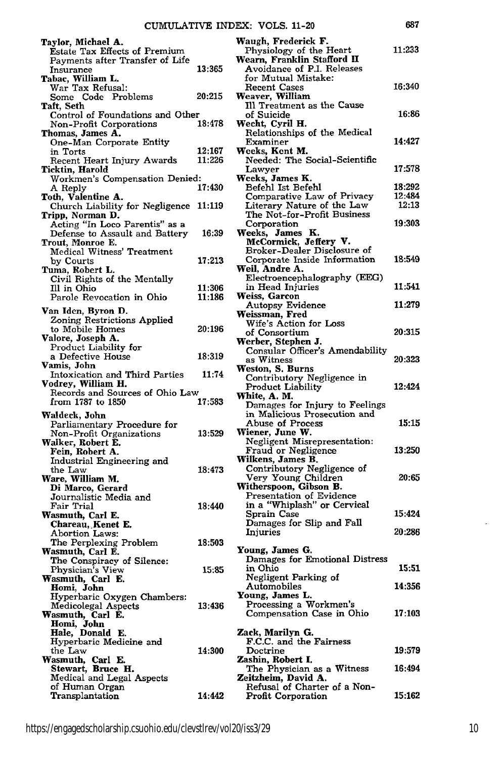**Taylor, Michael A.**
Estate Tax Effects of Premium Payments after Transfer of Life Insurance 13:365

**Tabac, William L.**
War Tax Refusal: Some Code Problems 20:215

**Taft, Seth**
Control of Foundations and Other Non-Profit Corporations 18:478

**Thomas, James A.**
One-Man Corporate Entity in Torts 12:167
Recent Heart Injury Awards 11:226

**Ticktin, Harold**
Workmen's Compensation Denied: A Reply 17:430

**Toth, Valentine A.**
Church Liability for Negligence 11:119

**Tripp, Norman D.**
Acting "In Loco Parentis" as a Defense to Assault and Battery 16:39

**Trout, Monroe E.**
Medical Witness' Treatment by Courts 17:213

**Tuma, Robert L.**
Civil Rights of the Mentally Ill in Ohio 11:306
Parole Revocation in Ohio 11:186

**Van Iden, Byron D.**
Zoning Restrictions Applied to Mobile Homes 20:196

**Valore, Joseph A.**
Product Liability for a Defective House 18:319

**Vamis, John**
Intoxication and Third Parties 11:74

**Vodrey, William H.**
Records and Sources of Ohio Law from 1787 to 1850 17:583

**Waldeck, John**
Parliamentary Procedure for Non-Profit Organizations 13:529

**Walker, Robert E.**
**Fein, Robert A.**
Industrial Engineering and the Law 18:473

**Ware, William M.**
**Di Marco, Gerard**
Journalistic Media and Fair Trial 18:440

**Wasmuth, Carl E.**
**Chareau, Kenet E.**
Abortion Laws: The Perplexing Problem 18:503

**Wasmuth, Carl E.**
The Conspiracy of Silence: Physician's View 15:85

**Wasmuth, Carl E.**
**Homi, John**
Hyperbaric Oxygen Chambers: Medicolegal Aspects 13:436

**Wasmuth, Carl E.**
**Homi, John**
**Hale, Donald E.**
Hyperbaric Medicine and the Law 14:300

**Wasmuth, Carl E.**
**Stewart, Bruce H.**
Medical and Legal Aspects of Human Organ Transplantation 14:442

**Waugh, Frederick F.**
Physiology of the Heart 11:233

**Wearn, Franklin Stafford II**
Avoidance of P.I. Releases for Mutual Mistake: Recent Cases 16:340

**Weaver, William**
Ill Treatment as the Cause of Suicide 16:86

**Wecht, Cyril H.**
Relationships of the Medical Examiner 14:427

**Weeks, Kent M.**
Needed: The Social-Scientific Lawyer 17:578

**Weeks, James K.**
Befehl Ist Befehl 18:292
Comparative Law of Privacy 12:484
Literary Nature of the Law 12:13
The Not-for-Profit Business Corporation 19:303

**Weeks, James K.**
**McCormick, Jeffery V.**
Broker-Dealer Disclosure of Corporate Inside Information 18:549

**Weil, Andre A.**
Electroencephalography (EEG) in Head Injuries 11:541

**Weiss, Garcon**
Autopsy Evidence 11:279

**Weissman, Fred**
Wife's Action for Loss of Consortium 20:315

**Werber, Stephen J.**
Consular Officer's Amendability as Witness 20:323

**Weston, S. Burns**
Contributory Negligence in Product Liability 12:424

**White, A. M.**
Damages for Injury to Feelings in Malicious Prosecution and Abuse of Process 15:15

**Wiener, June W.**
Negligent Misrepresentation: Fraud or Negligence 13:250

**Wilkens, James B.**
Contributory Negligence of Very Young Children 20:65

**Witherspoon, Gibson B.**
Presentation of Evidence in a "Whiplash" or Cervical Sprain Case 15:424
Damages for Slip and Fall Injuries 20:286

**Young, James G.**
Damages for Emotional Distress in Ohio 15:51
Negligent Parking of Automobiles 14:356

**Young, James L.**
Processing a Workmen's Compensation Case in Ohio 17:103

**Zack, Marilyn G.**
F.C.C. and the Fairness Doctrine 19:579

**Zashin, Robert I.**
The Physician as a Witness 16:494

**Zeitzheim, David A.**
Refusal of Charter of a Non-Profit Corporation 15:162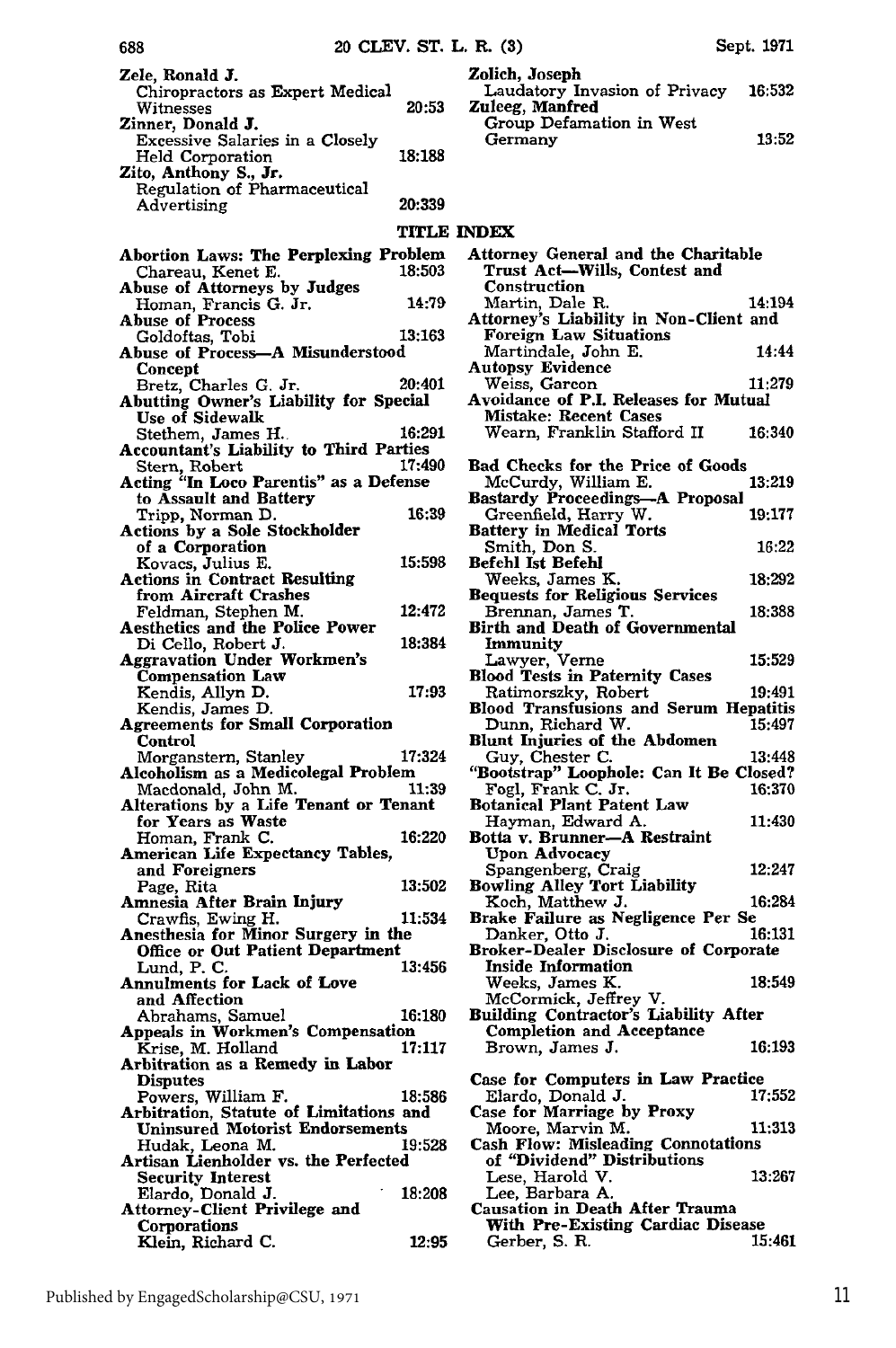Zele, Ronald J.
Chiropractors as Expert Medical Witnesses 20:53

Zinner, Donald J.
Excessive Salaries in a Closely Held Corporation 18:188

Zito, Anthony S., Jr.
Regulation of Pharmaceutical Advertising 20:339

Zolich, Joseph
Laudatory Invasion of Privacy 16:532

Zuleeg, Manfred
Group Defamation in West Germany 13:52

## TITLE INDEX

**Abortion Laws: The Perplexing Problem**
Chareau, Kenet E. 18:503

**Abuse of Attorneys by Judges**
Homan, Francis G. Jr. 14:79

**Abuse of Process**
Goldoftas, Tobi 13:163

**Abuse of Process—A Misunderstood Concept**
Bretz, Charles G. Jr. 20:401

**Abutting Owner's Liability for Special Use of Sidewalk**
Stethem, James H. 16:291

**Accountant's Liability to Third Parties**
Stern, Robert 17:490

**Acting "In Loco Parentis" as a Defense to Assault and Battery**
Tripp, Norman D. 16:39

**Actions by a Sole Stockholder of a Corporation**
Kovacs, Julius E. 15:598

**Actions in Contract Resulting from Aircraft Crashes**
Feldman, Stephen M. 12:472

**Aesthetics and the Police Power**
Di Cello, Robert J. 18:384

**Aggravation Under Workmen's Compensation Law**
Kendis, Allyn D. 17:93
Kendis, James D.

**Agreements for Small Corporation Control**
Morganstern, Stanley 17:324

**Alcoholism as a Medicolegal Problem**
Macdonald, John M. 11:39

**Alterations by a Life Tenant or Tenant for Years as Waste**
Homan, Frank C. 16:220

**American Life Expectancy Tables, and Foreigners**
Page, Rita 13:502

**Amnesia After Brain Injury**
Crawfis, Ewing H. 11:534

**Anesthesia for Minor Surgery in the Office or Out Patient Department**
Lund, P. C. 13:456

**Annulments for Lack of Love and Affection**
Abrahams, Samuel 16:180

**Appeals in Workmen's Compensation**
Krise, M. Holland 17:117

**Arbitration as a Remedy in Labor Disputes**
Powers, William F. 18:586

**Arbitration, Statute of Limitations and Uninsured Motorist Endorsements**
Hudak, Leona M. 19:528

**Artisan Lienholder vs. the Perfected Security Interest**
Elardo, Donald J. 18:208

**Attorney-Client Privilege and Corporations**
Klein, Richard C. 12:95

**Attorney General and the Charitable Trust Act—Wills, Contest and Construction**
Martin, Dale R. 14:194

**Attorney's Liability in Non-Client and Foreign Law Situations**
Martindale, John E. 14:44

**Autopsy Evidence**
Weiss, Garcon 11:279

**Avoidance of P.I. Releases for Mutual Mistake: Recent Cases**
Wearn, Franklin Stafford II 16:340

**Bad Checks for the Price of Goods**
McCurdy, William E. 13:219

**Bastardy Proceedings—A Proposal**
Greenfield, Harry W. 19:177

**Battery in Medical Torts**
Smith, Don S. 16:22

**Befehl Ist Befehl**
Weeks, James K. 18:292

**Bequests for Religious Services**
Brennan, James T. 18:388

**Birth and Death of Governmental Immunity**
Lawyer, Verne 15:529

**Blood Tests in Paternity Cases**
Ratimorszky, Robert 19:491

**Blood Transfusions and Serum Hepatitis**
Dunn, Richard W. 15:497

**Blunt Injuries of the Abdomen**
Guy, Chester C. 13:448

**"Bootstrap" Loophole: Can It Be Closed?**
Fogl, Frank C. Jr. 16:370

**Botanical Plant Patent Law**
Hayman, Edward A. 11:430

**Botta v. Brunner—A Restraint Upon Advocacy**
Spangenberg, Craig 12:247

**Bowling Alley Tort Liability**
Koch, Matthew J. 16:284

**Brake Failure as Negligence Per Se**
Danker, Otto J. 16:131

**Broker-Dealer Disclosure of Corporate Inside Information**
Weeks, James K. 18:549
McCormick, Jeffrey V.

**Building Contractor's Liability After Completion and Acceptance**
Brown, James J. 16:193

**Case for Computers in Law Practice**
Elardo, Donald J. 17:552

**Case for Marriage by Proxy**
Moore, Marvin M. 11:313

**Cash Flow: Misleading Connotations of "Dividend" Distributions**
Lese, Harold V. 13:267
Lee, Barbara A.

**Causation in Death After Trauma With Pre-Existing Cardiac Disease**
Gerber, S. R. 15:461